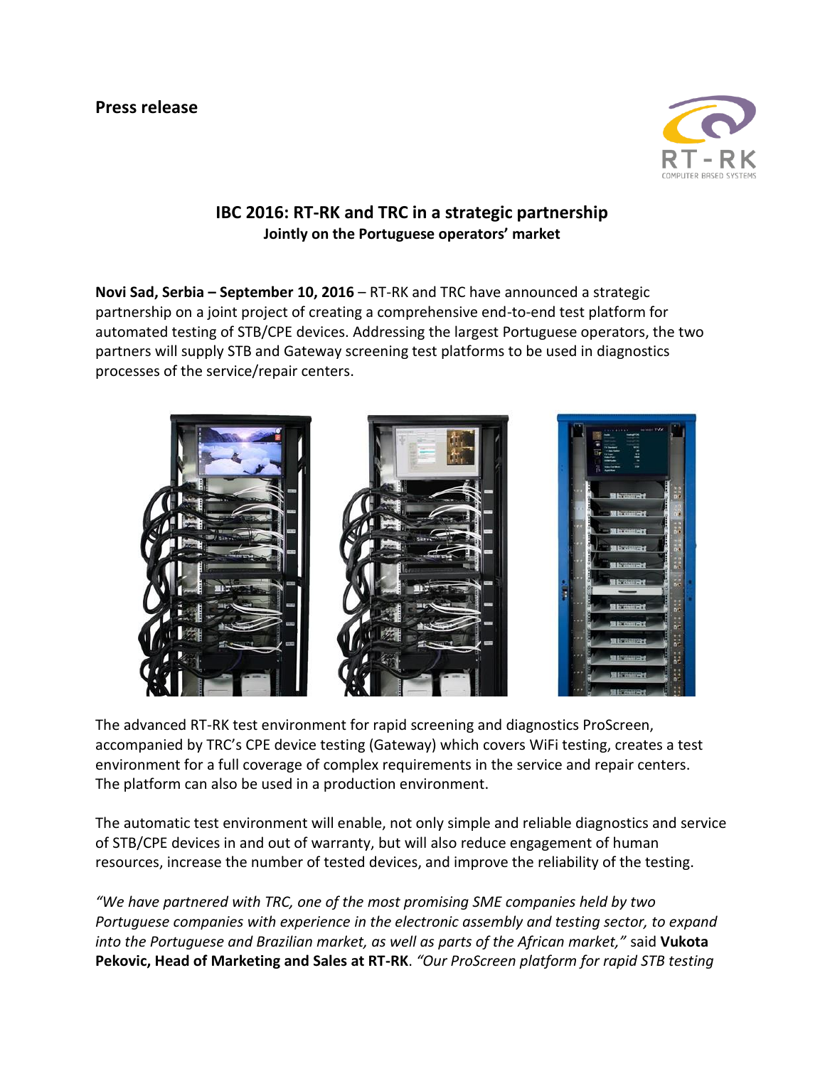**Press release**

## IBC 2016: RT-RK and TRC in a strategic partnership

**Jointly on the Portuguese operators' market**

**Novi Sad, Serbia – September 10, 2016** – RT-RK and TRC have announced a strategic partnership on a joint project of creating a comprehensive end-to-end test platform for automated testing of STB/CPE devices. Addressing the largest Portuguese operators, the two partners will supply STB and Gateway screening test platforms to be used in diagnostics processes of the service/repair centers.

The advanced RT-RK test environment for rapid screening and diagnostics ProScreen, accompanied by TRC's CPE device testing (Gateway) which covers WiFi testing, creates a test environment for a full coverage of complex requirements in the service and repair centers. The platform can also be used in a production environment.

The automatic test environment will enable, not only simple and reliable diagnostics and service of STB/CPE devices in and out of warranty, but will also reduce engagement of human resources, increase the number of tested devices, and improve the reliability of the testing.

*"We have partnered with TRC, one of the most promising SME companies held by two Portuguese companies with experience in the electronic assembly and testing sector, to expand into the Portuguese and Brazilian market, as well as parts of the African market,"* said **Vukota Pekovic, Head of Marketing and Sales at RT-RK**. *"Our ProScreen platform for rapid STB testing*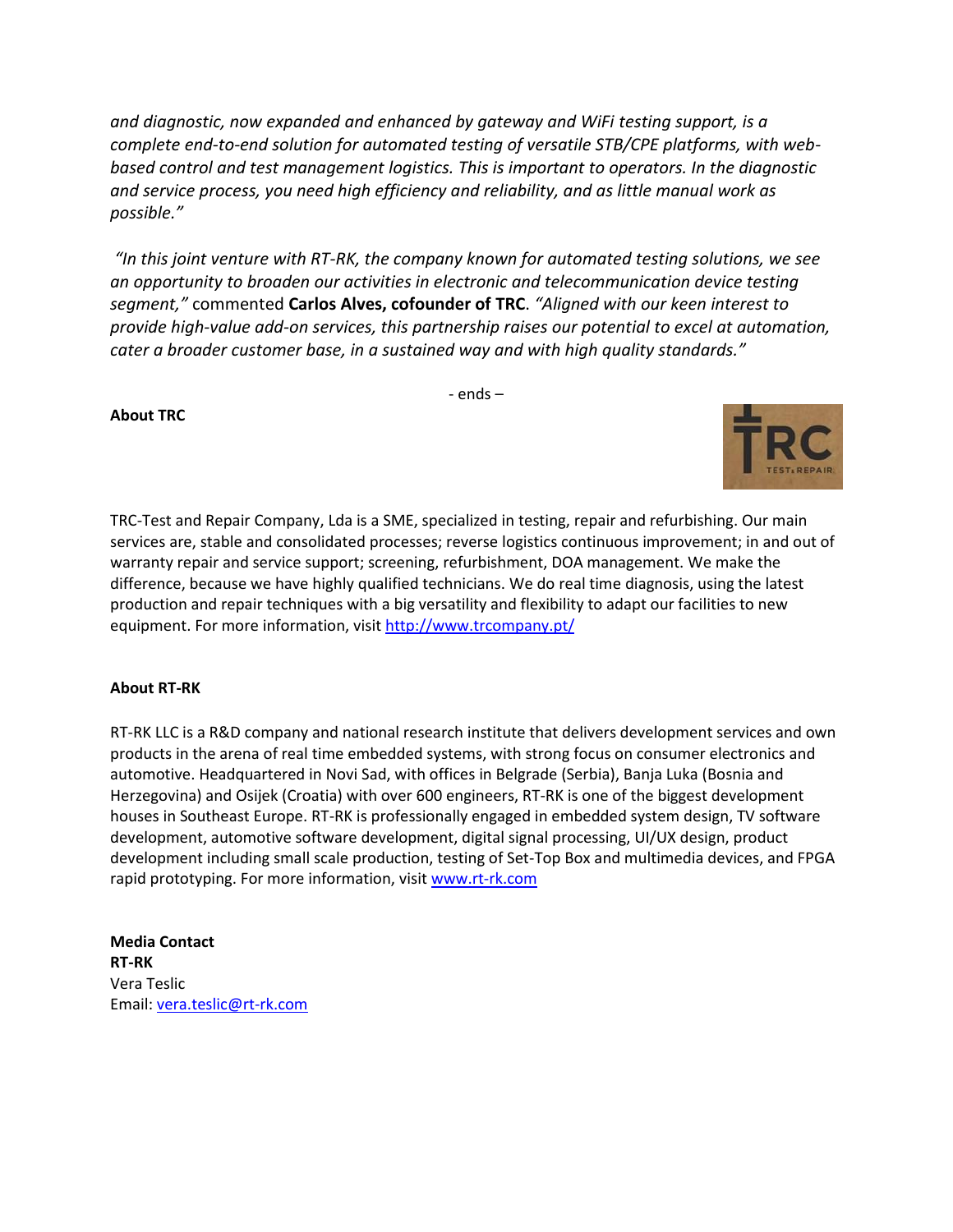*and diagnostic, now expanded and enhanced by gateway and WiFi testing support, is a complete end-to-end solution for automated testing of versatile STB/CPE platforms, with web-based control and test management logistics. This is important to operators. In the diagnostic and service process, you need high efficiency and reliability, and as little manual work as possible."*

*"In this joint venture with RT-RK, the company known for automated testing solutions, we see an opportunity to broaden our activities in electronic and telecommunication device testing segment,"* commented **Carlos Alves, cofounder of TRC**. *"Aligned with our keen interest to provide high-value add-on services, this partnership raises our potential to excel at automation, cater a broader customer base, in a sustained way and with high quality standards."*

- ends –

**About TRC**

TRC-Test and Repair Company, Lda is a SME, specialized in testing, repair and refurbishing. Our main services are, stable and consolidated processes; reverse logistics continuous improvement; in and out of warranty repair and service support; screening, refurbishment, DOA management. We make the difference, because we have highly qualified technicians. We do real time diagnosis, using the latest production and repair techniques with a big versatility and flexibility to adapt our facilities to new equipment. For more information, visit http://www.trcompany.pt/

**About RT-RK**

RT-RK LLC is a R&D company and national research institute that delivers development services and own products in the arena of real time embedded systems, with strong focus on consumer electronics and automotive. Headquartered in Novi Sad, with offices in Belgrade (Serbia), Banja Luka (Bosnia and Herzegovina) and Osijek (Croatia) with over 600 engineers, RT-RK is one of the biggest development houses in Southeast Europe. RT-RK is professionally engaged in embedded system design, TV software development, automotive software development, digital signal processing, UI/UX design, product development including small scale production, testing of Set-Top Box and multimedia devices, and FPGA rapid prototyping. For more information, visit www.rt-rk.com

**Media Contact**
**RT-RK**
Vera Teslic
Email: vera.teslic@rt-rk.com